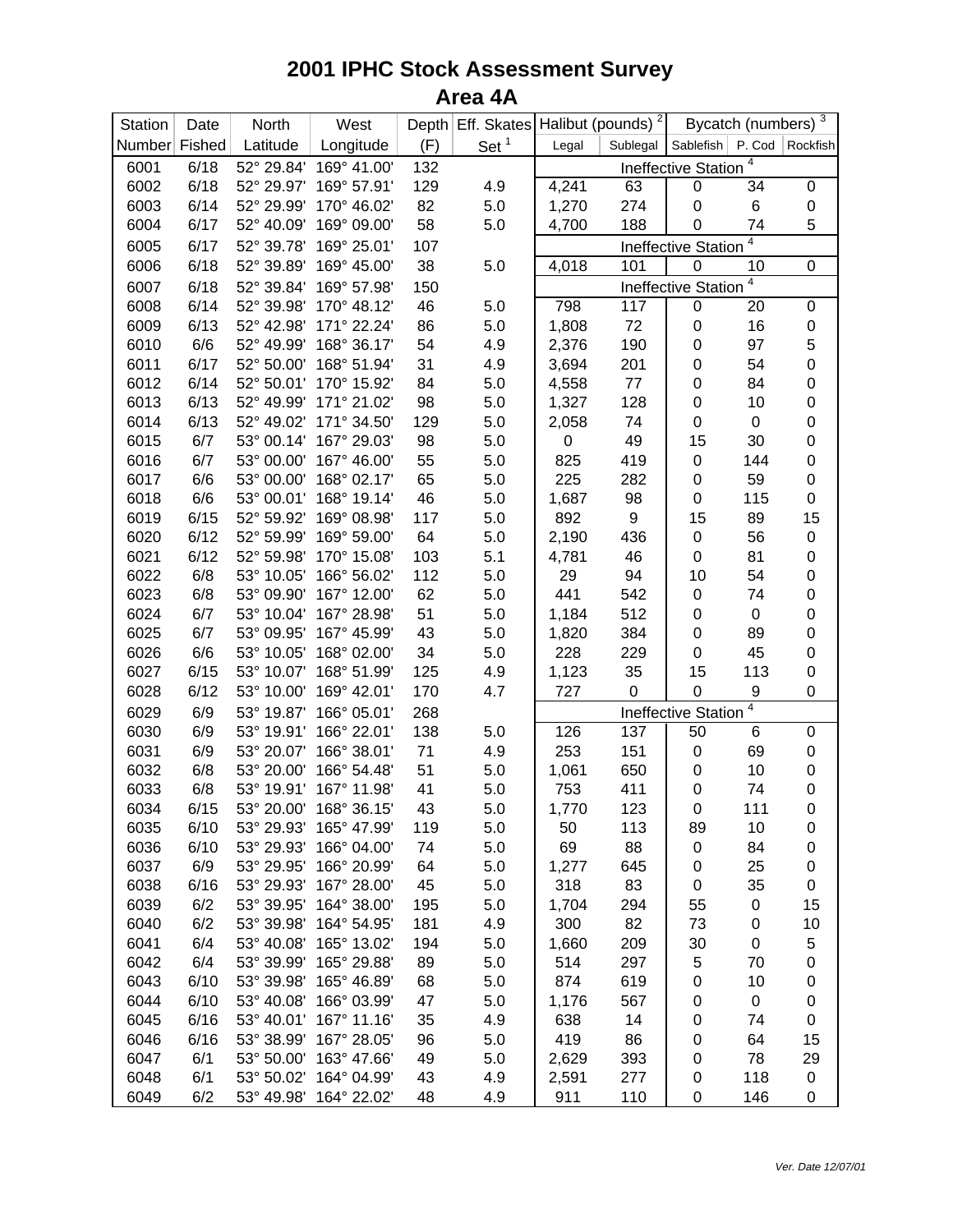# 2001 IPHC Stock Assessment Survey
## Area 4A

| Station Number | Date Fished | North Latitude | West Longitude | Depth (F) | Eff. Skates Set [1] | Halibut (pounds) [2] Legal | Sublegal | Bycatch (numbers) [3] Sablefish | P. Cod | Rockfish |
|---|---|---|---|---|---|---|---|---|---|---|
| 6001 | 6/18 | 52° 29.84' | 169° 41.00' | 132 | | Ineffective Station [4] | | | | |
| 6002 | 6/18 | 52° 29.97' | 169° 57.91' | 129 | 4.9 | 4,241 | 63 | 0 | 34 | 0 |
| 6003 | 6/14 | 52° 29.99' | 170° 46.02' | 82 | 5.0 | 1,270 | 274 | 0 | 6 | 0 |
| 6004 | 6/17 | 52° 40.09' | 169° 09.00' | 58 | 5.0 | 4,700 | 188 | 0 | 74 | 5 |
| 6005 | 6/17 | 52° 39.78' | 169° 25.01' | 107 | | Ineffective Station [4] | | | | |
| 6006 | 6/18 | 52° 39.89' | 169° 45.00' | 38 | 5.0 | 4,018 | 101 | 0 | 10 | 0 |
| 6007 | 6/18 | 52° 39.84' | 169° 57.98' | 150 | | Ineffective Station [4] | | | | |
| 6008 | 6/14 | 52° 39.98' | 170° 48.12' | 46 | 5.0 | 798 | 117 | 0 | 20 | 0 |
| 6009 | 6/13 | 52° 42.98' | 171° 22.24' | 86 | 5.0 | 1,808 | 72 | 0 | 16 | 0 |
| 6010 | 6/6 | 52° 49.99' | 168° 36.17' | 54 | 4.9 | 2,376 | 190 | 0 | 97 | 5 |
| 6011 | 6/17 | 52° 50.00' | 168° 51.94' | 31 | 4.9 | 3,694 | 201 | 0 | 54 | 0 |
| 6012 | 6/14 | 52° 50.01' | 170° 15.92' | 84 | 5.0 | 4,558 | 77 | 0 | 84 | 0 |
| 6013 | 6/13 | 52° 49.99' | 171° 21.02' | 98 | 5.0 | 1,327 | 128 | 0 | 10 | 0 |
| 6014 | 6/13 | 52° 49.02' | 171° 34.50' | 129 | 5.0 | 2,058 | 74 | 0 | 0 | 0 |
| 6015 | 6/7 | 53° 00.14' | 167° 29.03' | 98 | 5.0 | 0 | 49 | 15 | 30 | 0 |
| 6016 | 6/7 | 53° 00.00' | 167° 46.00' | 55 | 5.0 | 825 | 419 | 0 | 144 | 0 |
| 6017 | 6/6 | 53° 00.00' | 168° 02.17' | 65 | 5.0 | 225 | 282 | 0 | 59 | 0 |
| 6018 | 6/6 | 53° 00.01' | 168° 19.14' | 46 | 5.0 | 1,687 | 98 | 0 | 115 | 0 |
| 6019 | 6/15 | 52° 59.92' | 169° 08.98' | 117 | 5.0 | 892 | 9 | 15 | 89 | 15 |
| 6020 | 6/12 | 52° 59.99' | 169° 59.00' | 64 | 5.0 | 2,190 | 436 | 0 | 56 | 0 |
| 6021 | 6/12 | 52° 59.98' | 170° 15.08' | 103 | 5.1 | 4,781 | 46 | 0 | 81 | 0 |
| 6022 | 6/8 | 53° 10.05' | 166° 56.02' | 112 | 5.0 | 29 | 94 | 10 | 54 | 0 |
| 6023 | 6/8 | 53° 09.90' | 167° 12.00' | 62 | 5.0 | 441 | 542 | 0 | 74 | 0 |
| 6024 | 6/7 | 53° 10.04' | 167° 28.98' | 51 | 5.0 | 1,184 | 512 | 0 | 0 | 0 |
| 6025 | 6/7 | 53° 09.95' | 167° 45.99' | 43 | 5.0 | 1,820 | 384 | 0 | 89 | 0 |
| 6026 | 6/6 | 53° 10.05' | 168° 02.00' | 34 | 5.0 | 228 | 229 | 0 | 45 | 0 |
| 6027 | 6/15 | 53° 10.07' | 168° 51.99' | 125 | 4.9 | 1,123 | 35 | 15 | 113 | 0 |
| 6028 | 6/12 | 53° 10.00' | 169° 42.01' | 170 | 4.7 | 727 | 0 | 0 | 9 | 0 |
| 6029 | 6/9 | 53° 19.87' | 166° 05.01' | 268 | | Ineffective Station [4] | | | | |
| 6030 | 6/9 | 53° 19.91' | 166° 22.01' | 138 | 5.0 | 126 | 137 | 50 | 6 | 0 |
| 6031 | 6/9 | 53° 20.07' | 166° 38.01' | 71 | 4.9 | 253 | 151 | 0 | 69 | 0 |
| 6032 | 6/8 | 53° 20.00' | 166° 54.48' | 51 | 5.0 | 1,061 | 650 | 0 | 10 | 0 |
| 6033 | 6/8 | 53° 19.91' | 167° 11.98' | 41 | 5.0 | 753 | 411 | 0 | 74 | 0 |
| 6034 | 6/15 | 53° 20.00' | 168° 36.15' | 43 | 5.0 | 1,770 | 123 | 0 | 111 | 0 |
| 6035 | 6/10 | 53° 29.93' | 165° 47.99' | 119 | 5.0 | 50 | 113 | 89 | 10 | 0 |
| 6036 | 6/10 | 53° 29.93' | 166° 04.00' | 74 | 5.0 | 69 | 88 | 0 | 84 | 0 |
| 6037 | 6/9 | 53° 29.95' | 166° 20.99' | 64 | 5.0 | 1,277 | 645 | 0 | 25 | 0 |
| 6038 | 6/16 | 53° 29.93' | 167° 28.00' | 45 | 5.0 | 318 | 83 | 0 | 35 | 0 |
| 6039 | 6/2 | 53° 39.95' | 164° 38.00' | 195 | 5.0 | 1,704 | 294 | 55 | 0 | 15 |
| 6040 | 6/2 | 53° 39.98' | 164° 54.95' | 181 | 4.9 | 300 | 82 | 73 | 0 | 10 |
| 6041 | 6/4 | 53° 40.08' | 165° 13.02' | 194 | 5.0 | 1,660 | 209 | 30 | 0 | 5 |
| 6042 | 6/4 | 53° 39.99' | 165° 29.88' | 89 | 5.0 | 514 | 297 | 5 | 70 | 0 |
| 6043 | 6/10 | 53° 39.98' | 165° 46.89' | 68 | 5.0 | 874 | 619 | 0 | 10 | 0 |
| 6044 | 6/10 | 53° 40.08' | 166° 03.99' | 47 | 5.0 | 1,176 | 567 | 0 | 0 | 0 |
| 6045 | 6/16 | 53° 40.01' | 167° 11.16' | 35 | 4.9 | 638 | 14 | 0 | 74 | 0 |
| 6046 | 6/16 | 53° 38.99' | 167° 28.05' | 96 | 5.0 | 419 | 86 | 0 | 64 | 15 |
| 6047 | 6/1 | 53° 50.00' | 163° 47.66' | 49 | 5.0 | 2,629 | 393 | 0 | 78 | 29 |
| 6048 | 6/1 | 53° 50.02' | 164° 04.99' | 43 | 4.9 | 2,591 | 277 | 0 | 118 | 0 |
| 6049 | 6/2 | 53° 49.98' | 164° 22.02' | 48 | 4.9 | 911 | 110 | 0 | 146 | 0 |

*Ver. Date 12/07/01*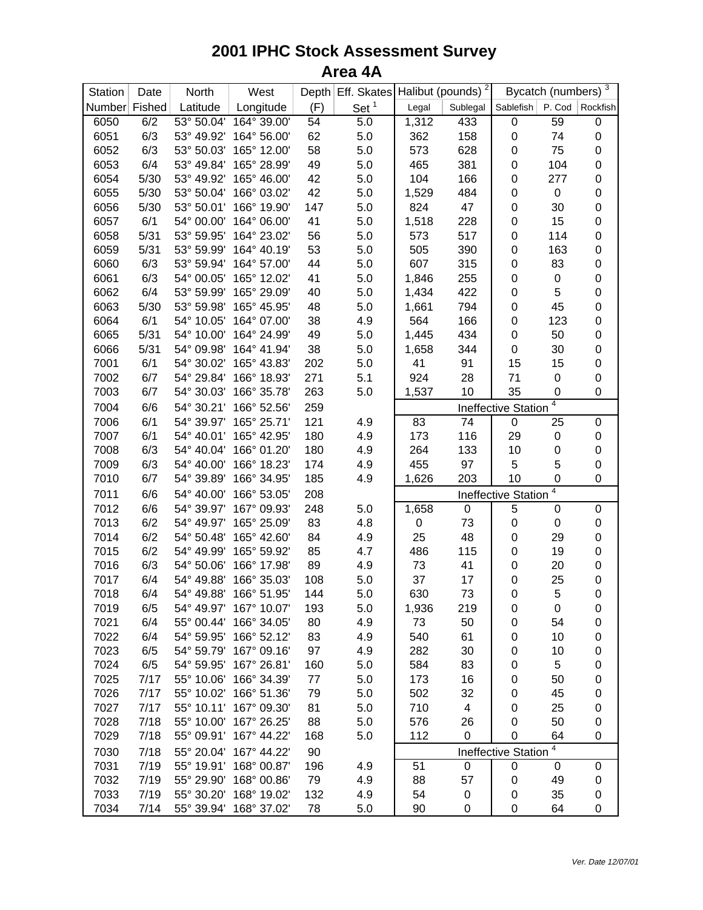# 2001 IPHC Stock Assessment Survey

## Area 4A

| Station Number | Date Fished | North Latitude | West Longitude | Depth (F) | Eff. Skates Set [1] | Halibut (pounds) [2] Legal | Sublegal | Bycatch (numbers) [3] Sablefish | P. Cod | Rockfish |
|---|---|---|---|---|---|---|---|---|---|---|
| 6050 | 6/2 | 53° 50.04' | 164° 39.00' | 54 | 5.0 | 1,312 | 433 | 0 | 59 | 0 |
| 6051 | 6/3 | 53° 49.92' | 164° 56.00' | 62 | 5.0 | 362 | 158 | 0 | 74 | 0 |
| 6052 | 6/3 | 53° 50.03' | 165° 12.00' | 58 | 5.0 | 573 | 628 | 0 | 75 | 0 |
| 6053 | 6/4 | 53° 49.84' | 165° 28.99' | 49 | 5.0 | 465 | 381 | 0 | 104 | 0 |
| 6054 | 5/30 | 53° 49.92' | 165° 46.00' | 42 | 5.0 | 104 | 166 | 0 | 277 | 0 |
| 6055 | 5/30 | 53° 50.04' | 166° 03.02' | 42 | 5.0 | 1,529 | 484 | 0 | 0 | 0 |
| 6056 | 5/30 | 53° 50.01' | 166° 19.90' | 147 | 5.0 | 824 | 47 | 0 | 30 | 0 |
| 6057 | 6/1 | 54° 00.00' | 164° 06.00' | 41 | 5.0 | 1,518 | 228 | 0 | 15 | 0 |
| 6058 | 5/31 | 53° 59.95' | 164° 23.02' | 56 | 5.0 | 573 | 517 | 0 | 114 | 0 |
| 6059 | 5/31 | 53° 59.99' | 164° 40.19' | 53 | 5.0 | 505 | 390 | 0 | 163 | 0 |
| 6060 | 6/3 | 53° 59.94' | 164° 57.00' | 44 | 5.0 | 607 | 315 | 0 | 83 | 0 |
| 6061 | 6/3 | 54° 00.05' | 165° 12.02' | 41 | 5.0 | 1,846 | 255 | 0 | 0 | 0 |
| 6062 | 6/4 | 53° 59.99' | 165° 29.09' | 40 | 5.0 | 1,434 | 422 | 0 | 5 | 0 |
| 6063 | 5/30 | 53° 59.98' | 165° 45.95' | 48 | 5.0 | 1,661 | 794 | 0 | 45 | 0 |
| 6064 | 6/1 | 54° 10.05' | 164° 07.00' | 38 | 4.9 | 564 | 166 | 0 | 123 | 0 |
| 6065 | 5/31 | 54° 10.00' | 164° 24.99' | 49 | 5.0 | 1,445 | 434 | 0 | 50 | 0 |
| 6066 | 5/31 | 54° 09.98' | 164° 41.94' | 38 | 5.0 | 1,658 | 344 | 0 | 30 | 0 |
| 7001 | 6/1 | 54° 30.02' | 165° 43.83' | 202 | 5.0 | 41 | 91 | 15 | 15 | 0 |
| 7002 | 6/7 | 54° 29.84' | 166° 18.93' | 271 | 5.1 | 924 | 28 | 71 | 0 | 0 |
| 7003 | 6/7 | 54° 30.03' | 166° 35.78' | 263 | 5.0 | 1,537 | 10 | 35 | 0 | 0 |
| 7004 | 6/6 | 54° 30.21' | 166° 52.56' | 259 | | Ineffective Station [4] | | | | |
| 7006 | 6/1 | 54° 39.97' | 165° 25.71' | 121 | 4.9 | 83 | 74 | 0 | 25 | 0 |
| 7007 | 6/1 | 54° 40.01' | 165° 42.95' | 180 | 4.9 | 173 | 116 | 29 | 0 | 0 |
| 7008 | 6/3 | 54° 40.04' | 166° 01.20' | 180 | 4.9 | 264 | 133 | 10 | 0 | 0 |
| 7009 | 6/3 | 54° 40.00' | 166° 18.23' | 174 | 4.9 | 455 | 97 | 5 | 5 | 0 |
| 7010 | 6/7 | 54° 39.89' | 166° 34.95' | 185 | 4.9 | 1,626 | 203 | 10 | 0 | 0 |
| 7011 | 6/6 | 54° 40.00' | 166° 53.05' | 208 | | Ineffective Station [4] | | | | |
| 7012 | 6/6 | 54° 39.97' | 167° 09.93' | 248 | 5.0 | 1,658 | 0 | 5 | 0 | 0 |
| 7013 | 6/2 | 54° 49.97' | 165° 25.09' | 83 | 4.8 | 0 | 73 | 0 | 0 | 0 |
| 7014 | 6/2 | 54° 50.48' | 165° 42.60' | 84 | 4.9 | 25 | 48 | 0 | 29 | 0 |
| 7015 | 6/2 | 54° 49.99' | 165° 59.92' | 85 | 4.7 | 486 | 115 | 0 | 19 | 0 |
| 7016 | 6/3 | 54° 50.06' | 166° 17.98' | 89 | 4.9 | 73 | 41 | 0 | 20 | 0 |
| 7017 | 6/4 | 54° 49.88' | 166° 35.03' | 108 | 5.0 | 37 | 17 | 0 | 25 | 0 |
| 7018 | 6/4 | 54° 49.88' | 166° 51.95' | 144 | 5.0 | 630 | 73 | 0 | 5 | 0 |
| 7019 | 6/5 | 54° 49.97' | 167° 10.07' | 193 | 5.0 | 1,936 | 219 | 0 | 0 | 0 |
| 7021 | 6/4 | 55° 00.44' | 166° 34.05' | 80 | 4.9 | 73 | 50 | 0 | 54 | 0 |
| 7022 | 6/4 | 54° 59.95' | 166° 52.12' | 83 | 4.9 | 540 | 61 | 0 | 10 | 0 |
| 7023 | 6/5 | 54° 59.79' | 167° 09.16' | 97 | 4.9 | 282 | 30 | 0 | 10 | 0 |
| 7024 | 6/5 | 54° 59.95' | 167° 26.81' | 160 | 5.0 | 584 | 83 | 0 | 5 | 0 |
| 7025 | 7/17 | 55° 10.06' | 166° 34.39' | 77 | 5.0 | 173 | 16 | 0 | 50 | 0 |
| 7026 | 7/17 | 55° 10.02' | 166° 51.36' | 79 | 5.0 | 502 | 32 | 0 | 45 | 0 |
| 7027 | 7/17 | 55° 10.11' | 167° 09.30' | 81 | 5.0 | 710 | 4 | 0 | 25 | 0 |
| 7028 | 7/18 | 55° 10.00' | 167° 26.25' | 88 | 5.0 | 576 | 26 | 0 | 50 | 0 |
| 7029 | 7/18 | 55° 09.91' | 167° 44.22' | 168 | 5.0 | 112 | 0 | 0 | 64 | 0 |
| 7030 | 7/18 | 55° 20.04' | 167° 44.22' | 90 | | Ineffective Station [4] | | | | |
| 7031 | 7/19 | 55° 19.91' | 168° 00.87' | 196 | 4.9 | 51 | 0 | 0 | 0 | 0 |
| 7032 | 7/19 | 55° 29.90' | 168° 00.86' | 79 | 4.9 | 88 | 57 | 0 | 49 | 0 |
| 7033 | 7/19 | 55° 30.20' | 168° 19.02' | 132 | 4.9 | 54 | 0 | 0 | 35 | 0 |
| 7034 | 7/14 | 55° 39.94' | 168° 37.02' | 78 | 5.0 | 90 | 0 | 0 | 64 | 0 |

*Ver. Date 12/07/01*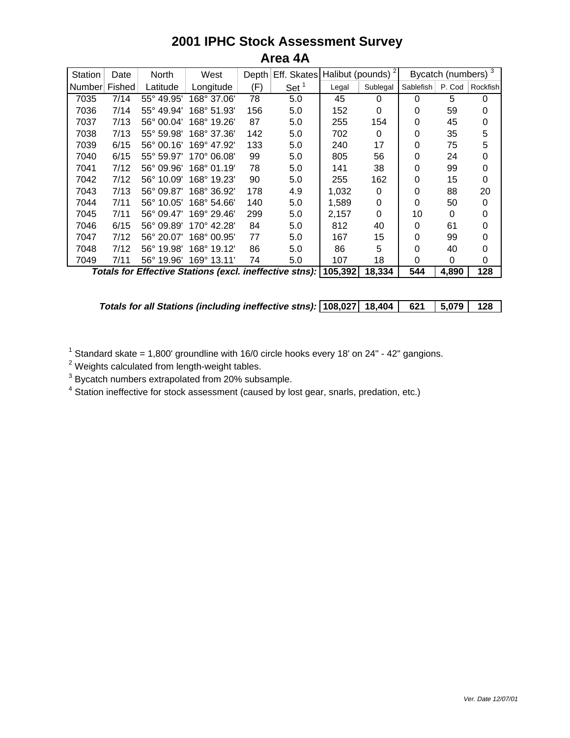# 2001 IPHC Stock Assessment Survey
## Area 4A

| Station Number | Date Fished | North Latitude | West Longitude | Depth (F) | Eff. Skates Set [1] | Halibut (pounds) [2] Legal | Sublegal | Bycatch (numbers) [3] Sablefish | P. Cod | Rockfish |
|---|---|---|---|---|---|---|---|---|---|---|
| 7035 | 7/14 | 55° 49.95' | 168° 37.06' | 78 | 5.0 | 45 | 0 | 0 | 5 | 0 |
| 7036 | 7/14 | 55° 49.94' | 168° 51.93' | 156 | 5.0 | 152 | 0 | 0 | 59 | 0 |
| 7037 | 7/13 | 56° 00.04' | 168° 19.26' | 87 | 5.0 | 255 | 154 | 0 | 45 | 0 |
| 7038 | 7/13 | 55° 59.98' | 168° 37.36' | 142 | 5.0 | 702 | 0 | 0 | 35 | 5 |
| 7039 | 6/15 | 56° 00.16' | 169° 47.92' | 133 | 5.0 | 240 | 17 | 0 | 75 | 5 |
| 7040 | 6/15 | 55° 59.97' | 170° 06.08' | 99 | 5.0 | 805 | 56 | 0 | 24 | 0 |
| 7041 | 7/12 | 56° 09.96' | 168° 01.19' | 78 | 5.0 | 141 | 38 | 0 | 99 | 0 |
| 7042 | 7/12 | 56° 10.09' | 168° 19.23' | 90 | 5.0 | 255 | 162 | 0 | 15 | 0 |
| 7043 | 7/13 | 56° 09.87' | 168° 36.92' | 178 | 4.9 | 1,032 | 0 | 0 | 88 | 20 |
| 7044 | 7/11 | 56° 10.05' | 168° 54.66' | 140 | 5.0 | 1,589 | 0 | 0 | 50 | 0 |
| 7045 | 7/11 | 56° 09.47' | 169° 29.46' | 299 | 5.0 | 2,157 | 0 | 10 | 0 | 0 |
| 7046 | 6/15 | 56° 09.89' | 170° 42.28' | 84 | 5.0 | 812 | 40 | 0 | 61 | 0 |
| 7047 | 7/12 | 56° 20.07' | 168° 00.95' | 77 | 5.0 | 167 | 15 | 0 | 99 | 0 |
| 7048 | 7/12 | 56° 19.98' | 168° 19.12' | 86 | 5.0 | 86 | 5 | 0 | 40 | 0 |
| 7049 | 7/11 | 56° 19.96' | 169° 13.11' | 74 | 5.0 | 107 | 18 | 0 | 0 | 0 |
| ***Totals for Effective Stations (excl. ineffective stns):*** | | | | | | **105,392** | **18,334** | **544** | **4,890** | **128** |
| ***Totals for all Stations (including ineffective stns):*** | | | | | | **108,027** | **18,404** | **621** | **5,079** | **128** |

[1] Standard skate = 1,800' groundline with 16/0 circle hooks every 18' on 24" - 42" gangions.
[2] Weights calculated from length-weight tables.
[3] Bycatch numbers extrapolated from 20% subsample.
[4] Station ineffective for stock assessment (caused by lost gear, snarls, predation, etc.)

*Ver. Date 12/07/01*